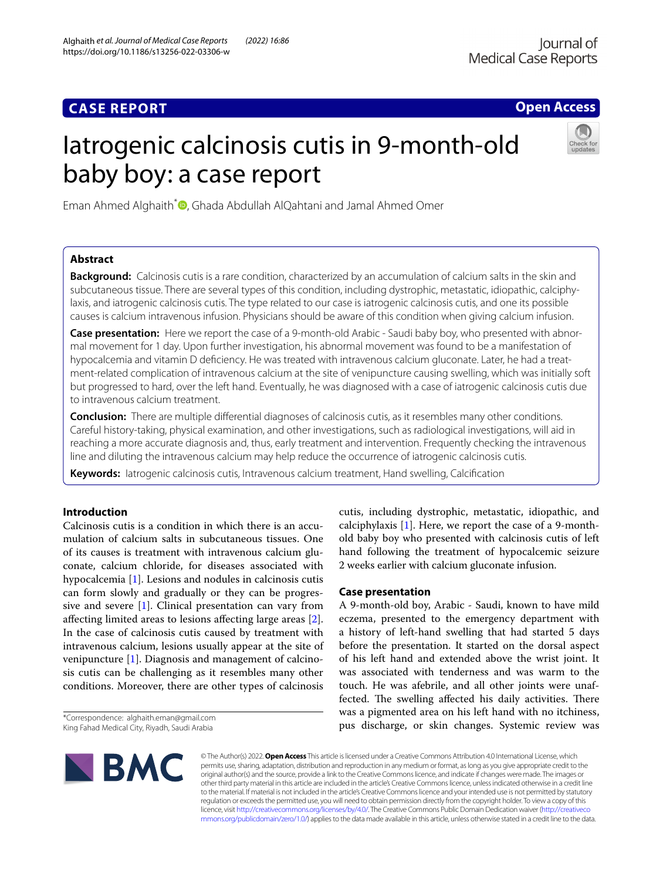CASE REPORT

Open Access

# Iatrogenic calcinosis cutis in 9-month-old baby boy: a case report

Eman Ahmed Alghaith*, Ghada Abdullah AlQahtani and Jamal Ahmed Omer

## Abstract

**Background:** Calcinosis cutis is a rare condition, characterized by an accumulation of calcium salts in the skin and subcutaneous tissue. There are several types of this condition, including dystrophic, metastatic, idiopathic, calciphylaxis, and iatrogenic calcinosis cutis. The type related to our case is iatrogenic calcinosis cutis, and one its possible causes is calcium intravenous infusion. Physicians should be aware of this condition when giving calcium infusion.

**Case presentation:** Here we report the case of a 9-month-old Arabic - Saudi baby boy, who presented with abnormal movement for 1 day. Upon further investigation, his abnormal movement was found to be a manifestation of hypocalcemia and vitamin D deficiency. He was treated with intravenous calcium gluconate. Later, he had a treatment-related complication of intravenous calcium at the site of venipuncture causing swelling, which was initially soft but progressed to hard, over the left hand. Eventually, he was diagnosed with a case of iatrogenic calcinosis cutis due to intravenous calcium treatment.

**Conclusion:** There are multiple differential diagnoses of calcinosis cutis, as it resembles many other conditions. Careful history-taking, physical examination, and other investigations, such as radiological investigations, will aid in reaching a more accurate diagnosis and, thus, early treatment and intervention. Frequently checking the intravenous line and diluting the intravenous calcium may help reduce the occurrence of iatrogenic calcinosis cutis.

**Keywords:** Iatrogenic calcinosis cutis, Intravenous calcium treatment, Hand swelling, Calcification

## Introduction

Calcinosis cutis is a condition in which there is an accumulation of calcium salts in subcutaneous tissues. One of its causes is treatment with intravenous calcium gluconate, calcium chloride, for diseases associated with hypocalcemia [1]. Lesions and nodules in calcinosis cutis can form slowly and gradually or they can be progressive and severe [1]. Clinical presentation can vary from affecting limited areas to lesions affecting large areas [2]. In the case of calcinosis cutis caused by treatment with intravenous calcium, lesions usually appear at the site of venipuncture [1]. Diagnosis and management of calcinosis cutis can be challenging as it resembles many other conditions. Moreover, there are other types of calcinosis cutis, including dystrophic, metastatic, idiopathic, and calciphylaxis [1]. Here, we report the case of a 9-month-old baby boy who presented with calcinosis cutis of left hand following the treatment of hypocalcemic seizure 2 weeks earlier with calcium gluconate infusion.

## Case presentation

A 9-month-old boy, Arabic - Saudi, known to have mild eczema, presented to the emergency department with a history of left-hand swelling that had started 5 days before the presentation. It started on the dorsal aspect of his left hand and extended above the wrist joint. It was associated with tenderness and was warm to the touch. He was afebrile, and all other joints were unaffected. The swelling affected his daily activities. There was a pigmented area on his left hand with no itchiness, pus discharge, or skin changes. Systemic review was

*Correspondence: alghaith.eman@gmail.com
King Fahad Medical City, Riyadh, Saudi Arabia

© The Author(s) 2022. **Open Access** This article is licensed under a Creative Commons Attribution 4.0 International License, which permits use, sharing, adaptation, distribution and reproduction in any medium or format, as long as you give appropriate credit to the original author(s) and the source, provide a link to the Creative Commons licence, and indicate if changes were made. The images or other third party material in this article are included in the article's Creative Commons licence, unless indicated otherwise in a credit line to the material. If material is not included in the article's Creative Commons licence and your intended use is not permitted by statutory regulation or exceeds the permitted use, you will need to obtain permission directly from the copyright holder. To view a copy of this licence, visit http://creativecommons.org/licenses/by/4.0/. The Creative Commons Public Domain Dedication waiver (http://creativecommons.org/publicdomain/zero/1.0/) applies to the data made available in this article, unless otherwise stated in a credit line to the data.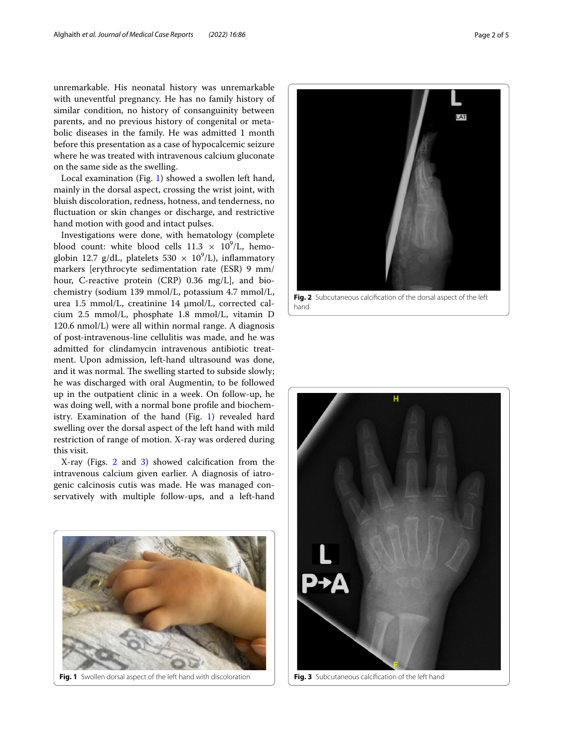unremarkable. His neonatal history was unremarkable with uneventful pregnancy. He has no family history of similar condition, no history of consanguinity between parents, and no previous history of congenital or metabolic diseases in the family. He was admitted 1 month before this presentation as a case of hypocalcemic seizure where he was treated with intravenous calcium gluconate on the same side as the swelling.

Local examination (Fig. 1) showed a swollen left hand, mainly in the dorsal aspect, crossing the wrist joint, with bluish discoloration, redness, hotness, and tenderness, no fluctuation or skin changes or discharge, and restrictive hand motion with good and intact pulses.

Investigations were done, with hematology (complete blood count: white blood cells $11.3 \times 10^9$/L, hemoglobin 12.7 g/dL, platelets $530 \times 10^9$/L), inflammatory markers [erythrocyte sedimentation rate (ESR) 9 mm/hour, C-reactive protein (CRP) 0.36 mg/L], and biochemistry (sodium 139 mmol/L, potassium 4.7 mmol/L, urea 1.5 mmol/L, creatinine 14 μmol/L, corrected calcium 2.5 mmol/L, phosphate 1.8 mmol/L, vitamin D 120.6 nmol/L) were all within normal range. A diagnosis of post-intravenous-line cellulitis was made, and he was admitted for clindamycin intravenous antibiotic treatment. Upon admission, left-hand ultrasound was done, and it was normal. The swelling started to subside slowly; he was discharged with oral Augmentin, to be followed up in the outpatient clinic in a week. On follow-up, he was doing well, with a normal bone profile and biochemistry. Examination of the hand (Fig. 1) revealed hard swelling over the dorsal aspect of the left hand with mild restriction of range of motion. X-ray was ordered during this visit.

X-ray (Figs. 2 and 3) showed calcification from the intravenous calcium given earlier. A diagnosis of iatrogenic calcinosis cutis was made. He was managed conservatively with multiple follow-ups, and a left-hand

**Fig. 1** Swollen dorsal aspect of the left hand with discoloration

**Fig. 2** Subcutaneous calcification of the dorsal aspect of the left hand

**Fig. 3** Subcutaneous calcification of the left hand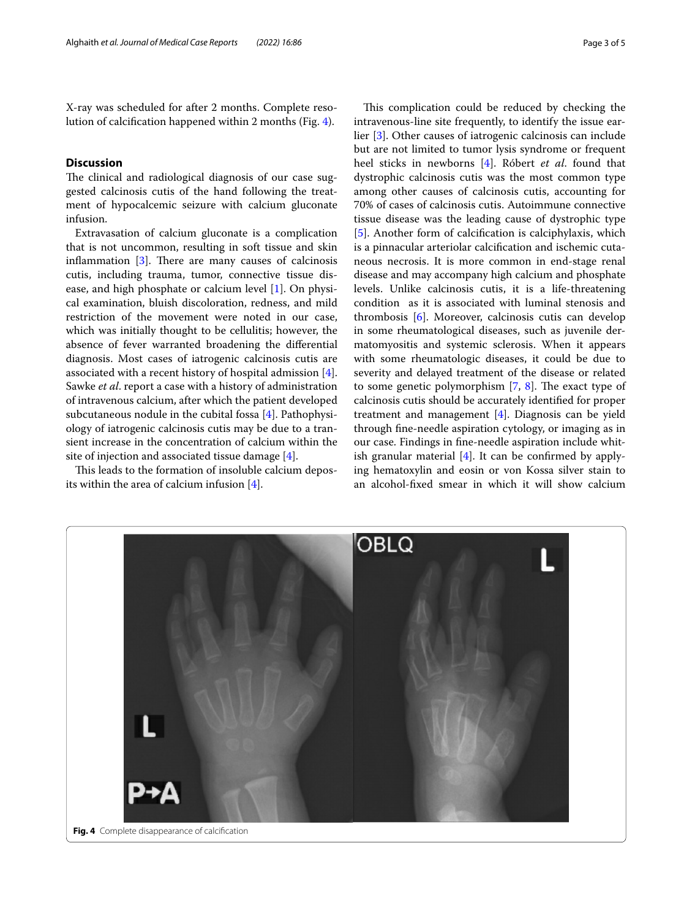X-ray was scheduled for after 2 months. Complete resolution of calcification happened within 2 months (Fig. 4).

## Discussion

The clinical and radiological diagnosis of our case suggested calcinosis cutis of the hand following the treatment of hypocalcemic seizure with calcium gluconate infusion.

Extravasation of calcium gluconate is a complication that is not uncommon, resulting in soft tissue and skin inflammation [3]. There are many causes of calcinosis cutis, including trauma, tumor, connective tissue disease, and high phosphate or calcium level [1]. On physical examination, bluish discoloration, redness, and mild restriction of the movement were noted in our case, which was initially thought to be cellulitis; however, the absence of fever warranted broadening the differential diagnosis. Most cases of iatrogenic calcinosis cutis are associated with a recent history of hospital admission [4]. Sawke *et al.* report a case with a history of administration of intravenous calcium, after which the patient developed subcutaneous nodule in the cubital fossa [4]. Pathophysiology of iatrogenic calcinosis cutis may be due to a transient increase in the concentration of calcium within the site of injection and associated tissue damage [4].

This leads to the formation of insoluble calcium deposits within the area of calcium infusion [4].

This complication could be reduced by checking the intravenous-line site frequently, to identify the issue earlier [3]. Other causes of iatrogenic calcinosis can include but are not limited to tumor lysis syndrome or frequent heel sticks in newborns [4]. Róbert *et al.* found that dystrophic calcinosis cutis was the most common type among other causes of calcinosis cutis, accounting for 70% of cases of calcinosis cutis. Autoimmune connective tissue disease was the leading cause of dystrophic type [5]. Another form of calcification is calciphylaxis, which is a pinnacular arteriolar calcification and ischemic cutaneous necrosis. It is more common in end-stage renal disease and may accompany high calcium and phosphate levels. Unlike calcinosis cutis, it is a life-threatening condition as it is associated with luminal stenosis and thrombosis [6]. Moreover, calcinosis cutis can develop in some rheumatological diseases, such as juvenile dermatomyositis and systemic sclerosis. When it appears with some rheumatologic diseases, it could be due to severity and delayed treatment of the disease or related to some genetic polymorphism [7, 8]. The exact type of calcinosis cutis should be accurately identified for proper treatment and management [4]. Diagnosis can be yield through fine-needle aspiration cytology, or imaging as in our case. Findings in fine-needle aspiration include whitish granular material [4]. It can be confirmed by applying hematoxylin and eosin or von Kossa silver stain to an alcohol-fixed smear in which it will show calcium

**Fig. 4** Complete disappearance of calcification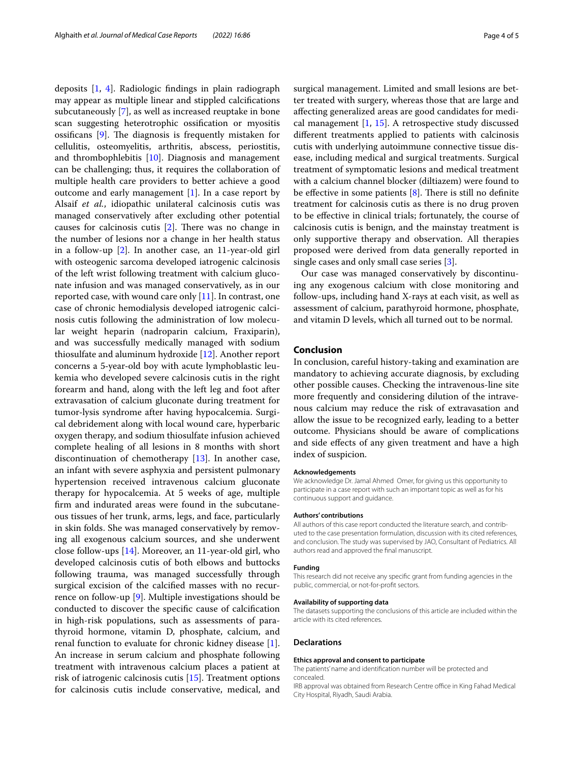deposits [1, 4]. Radiologic findings in plain radiograph may appear as multiple linear and stippled calcifications subcutaneously [7], as well as increased reuptake in bone scan suggesting heterotrophic ossification or myositis ossificans [9]. The diagnosis is frequently mistaken for cellulitis, osteomyelitis, arthritis, abscess, periostitis, and thrombophlebitis [10]. Diagnosis and management can be challenging; thus, it requires the collaboration of multiple health care providers to better achieve a good outcome and early management [1]. In a case report by Alsaif *et al.*, idiopathic unilateral calcinosis cutis was managed conservatively after excluding other potential causes for calcinosis cutis [2]. There was no change in the number of lesions nor a change in her health status in a follow-up [2]. In another case, an 11-year-old girl with osteogenic sarcoma developed iatrogenic calcinosis of the left wrist following treatment with calcium gluconate infusion and was managed conservatively, as in our reported case, with wound care only [11]. In contrast, one case of chronic hemodialysis developed iatrogenic calcinosis cutis following the administration of low molecular weight heparin (nadroparin calcium, Fraxiparin), and was successfully medically managed with sodium thiosulfate and aluminum hydroxide [12]. Another report concerns a 5-year-old boy with acute lymphoblastic leukemia who developed severe calcinosis cutis in the right forearm and hand, along with the left leg and foot after extravasation of calcium gluconate during treatment for tumor-lysis syndrome after having hypocalcemia. Surgical debridement along with local wound care, hyperbaric oxygen therapy, and sodium thiosulfate infusion achieved complete healing of all lesions in 8 months with short discontinuation of chemotherapy [13]. In another case, an infant with severe asphyxia and persistent pulmonary hypertension received intravenous calcium gluconate therapy for hypocalcemia. At 5 weeks of age, multiple firm and indurated areas were found in the subcutaneous tissues of her trunk, arms, legs, and face, particularly in skin folds. She was managed conservatively by removing all exogenous calcium sources, and she underwent close follow-ups [14]. Moreover, an 11-year-old girl, who developed calcinosis cutis of both elbows and buttocks following trauma, was managed successfully through surgical excision of the calcified masses with no recurrence on follow-up [9]. Multiple investigations should be conducted to discover the specific cause of calcification in high-risk populations, such as assessments of parathyroid hormone, vitamin D, phosphate, calcium, and renal function to evaluate for chronic kidney disease [1]. An increase in serum calcium and phosphate following treatment with intravenous calcium places a patient at risk of iatrogenic calcinosis cutis [15]. Treatment options for calcinosis cutis include conservative, medical, and surgical management. Limited and small lesions are better treated with surgery, whereas those that are large and affecting generalized areas are good candidates for medical management [1, 15]. A retrospective study discussed different treatments applied to patients with calcinosis cutis with underlying autoimmune connective tissue disease, including medical and surgical treatments. Surgical treatment of symptomatic lesions and medical treatment with a calcium channel blocker (diltiazem) were found to be effective in some patients [8]. There is still no definite treatment for calcinosis cutis as there is no drug proven to be effective in clinical trials; fortunately, the course of calcinosis cutis is benign, and the mainstay treatment is only supportive therapy and observation. All therapies proposed were derived from data generally reported in single cases and only small case series [3].

Our case was managed conservatively by discontinuing any exogenous calcium with close monitoring and follow-ups, including hand X-rays at each visit, as well as assessment of calcium, parathyroid hormone, phosphate, and vitamin D levels, which all turned out to be normal.

## Conclusion

In conclusion, careful history-taking and examination are mandatory to achieving accurate diagnosis, by excluding other possible causes. Checking the intravenous-line site more frequently and considering dilution of the intravenous calcium may reduce the risk of extravasation and allow the issue to be recognized early, leading to a better outcome. Physicians should be aware of complications and side effects of any given treatment and have a high index of suspicion.

#### Acknowledgements

We acknowledge Dr. Jamal Ahmed Omer, for giving us this opportunity to participate in a case report with such an important topic as well as for his continuous support and guidance.

#### Authors' contributions

All authors of this case report conducted the literature search, and contributed to the case presentation formulation, discussion with its cited references, and conclusion. The study was supervised by JAO, Consultant of Pediatrics. All authors read and approved the final manuscript.

#### Funding

This research did not receive any specific grant from funding agencies in the public, commercial, or not-for-profit sectors.

#### Availability of supporting data

The datasets supporting the conclusions of this article are included within the article with its cited references.

## Declarations

#### Ethics approval and consent to participate

The patients' name and identification number will be protected and concealed.

IRB approval was obtained from Research Centre office in King Fahad Medical City Hospital, Riyadh, Saudi Arabia.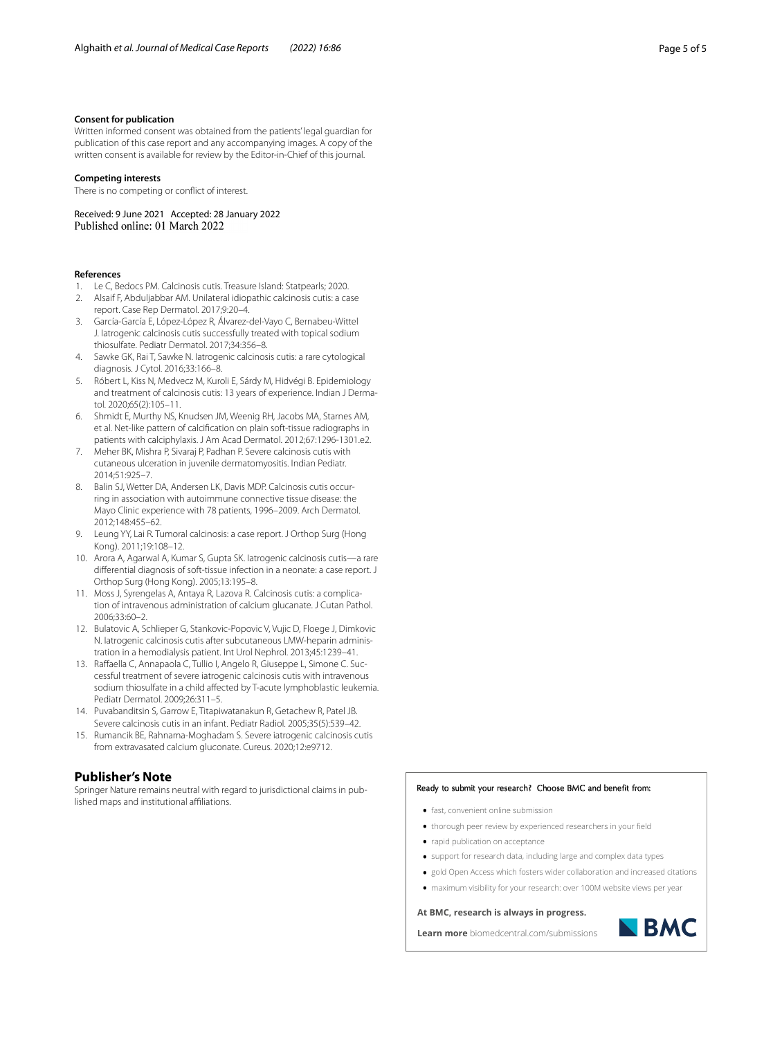#### Consent for publication

Written informed consent was obtained from the patients' legal guardian for publication of this case report and any accompanying images. A copy of the written consent is available for review by the Editor-in-Chief of this journal.

#### Competing interests

There is no competing or conflict of interest.

Received: 9 June 2021 Accepted: 28 January 2022
Published online: 01 March 2022

#### References

1. Le C, Bedocs PM. Calcinosis cutis. Treasure Island: Statpearls; 2020.
2. Alsaif F, Abduljabbar AM. Unilateral idiopathic calcinosis cutis: a case report. Case Rep Dermatol. 2017;9:20–4.
3. García-García E, López-López R, Álvarez-del-Vayo C, Bernabeu-Wittel J. Iatrogenic calcinosis cutis successfully treated with topical sodium thiosulfate. Pediatr Dermatol. 2017;34:356–8.
4. Sawke GK, Rai T, Sawke N. Iatrogenic calcinosis cutis: a rare cytological diagnosis. J Cytol. 2016;33:166–8.
5. Róbert L, Kiss N, Medvecz M, Kuroli E, Sárdy M, Hidvégi B. Epidemiology and treatment of calcinosis cutis: 13 years of experience. Indian J Dermatol. 2020;65(2):105–11.
6. Shmidt E, Murthy NS, Knudsen JM, Weenig RH, Jacobs MA, Starnes AM, et al. Net-like pattern of calcification on plain soft-tissue radiographs in patients with calciphylaxis. J Am Acad Dermatol. 2012;67:1296-1301.e2.
7. Meher BK, Mishra P, Sivaraj P, Padhan P. Severe calcinosis cutis with cutaneous ulceration in juvenile dermatomyositis. Indian Pediatr. 2014;51:925–7.
8. Balin SJ, Wetter DA, Andersen LK, Davis MDP. Calcinosis cutis occurring in association with autoimmune connective tissue disease: the Mayo Clinic experience with 78 patients, 1996–2009. Arch Dermatol. 2012;148:455–62.
9. Leung YY, Lai R. Tumoral calcinosis: a case report. J Orthop Surg (Hong Kong). 2011;19:108–12.
10. Arora A, Agarwal A, Kumar S, Gupta SK. Iatrogenic calcinosis cutis—a rare differential diagnosis of soft-tissue infection in a neonate: a case report. J Orthop Surg (Hong Kong). 2005;13:195–8.
11. Moss J, Syrengelas A, Antaya R, Lazova R. Calcinosis cutis: a complication of intravenous administration of calcium glucanate. J Cutan Pathol. 2006;33:60–2.
12. Bulatovic A, Schlieper G, Stankovic-Popovic V, Vujic D, Floege J, Dimkovic N. Iatrogenic calcinosis cutis after subcutaneous LMW-heparin administration in a hemodialysis patient. Int Urol Nephrol. 2013;45:1239–41.
13. Raffaella C, Annapaola C, Tullio I, Angelo R, Giuseppe L, Simone C. Successful treatment of severe iatrogenic calcinosis cutis with intravenous sodium thiosulfate in a child affected by T-acute lymphoblastic leukemia. Pediatr Dermatol. 2009;26:311–5.
14. Puvabanditsin S, Garrow E, Titapiwatanakun R, Getachew R, Patel JB. Severe calcinosis cutis in an infant. Pediatr Radiol. 2005;35(5):539–42.
15. Rumancik BE, Rahnama-Moghadam S. Severe iatrogenic calcinosis cutis from extravasated calcium gluconate. Cureus. 2020;12:e9712.

## Publisher's Note

Springer Nature remains neutral with regard to jurisdictional claims in published maps and institutional affiliations.

Ready to submit your research? Choose BMC and benefit from:

- fast, convenient online submission
- thorough peer review by experienced researchers in your field
- rapid publication on acceptance
- support for research data, including large and complex data types
- gold Open Access which fosters wider collaboration and increased citations
- maximum visibility for your research: over 100M website views per year

**At BMC, research is always in progress.**

**Learn more** biomedcentral.com/submissions

BMC